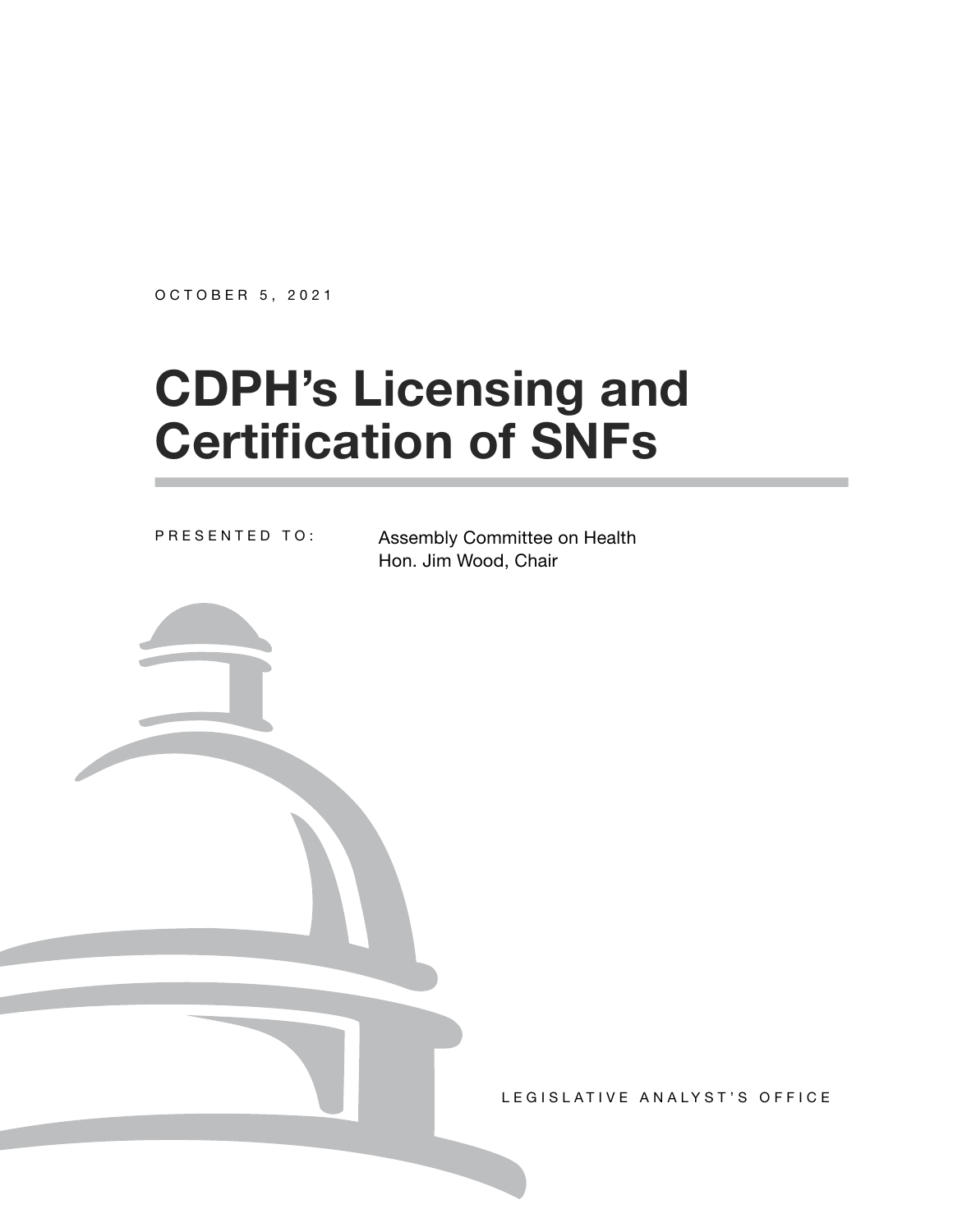OCTOBER 5, 2021

# CDPH's Licensing and Certification of SNFs

PRESENTED TO: Assembly Committee on Health
Hon. Jim Wood, Chair

LEGISLATIVE ANALYST'S OFFICE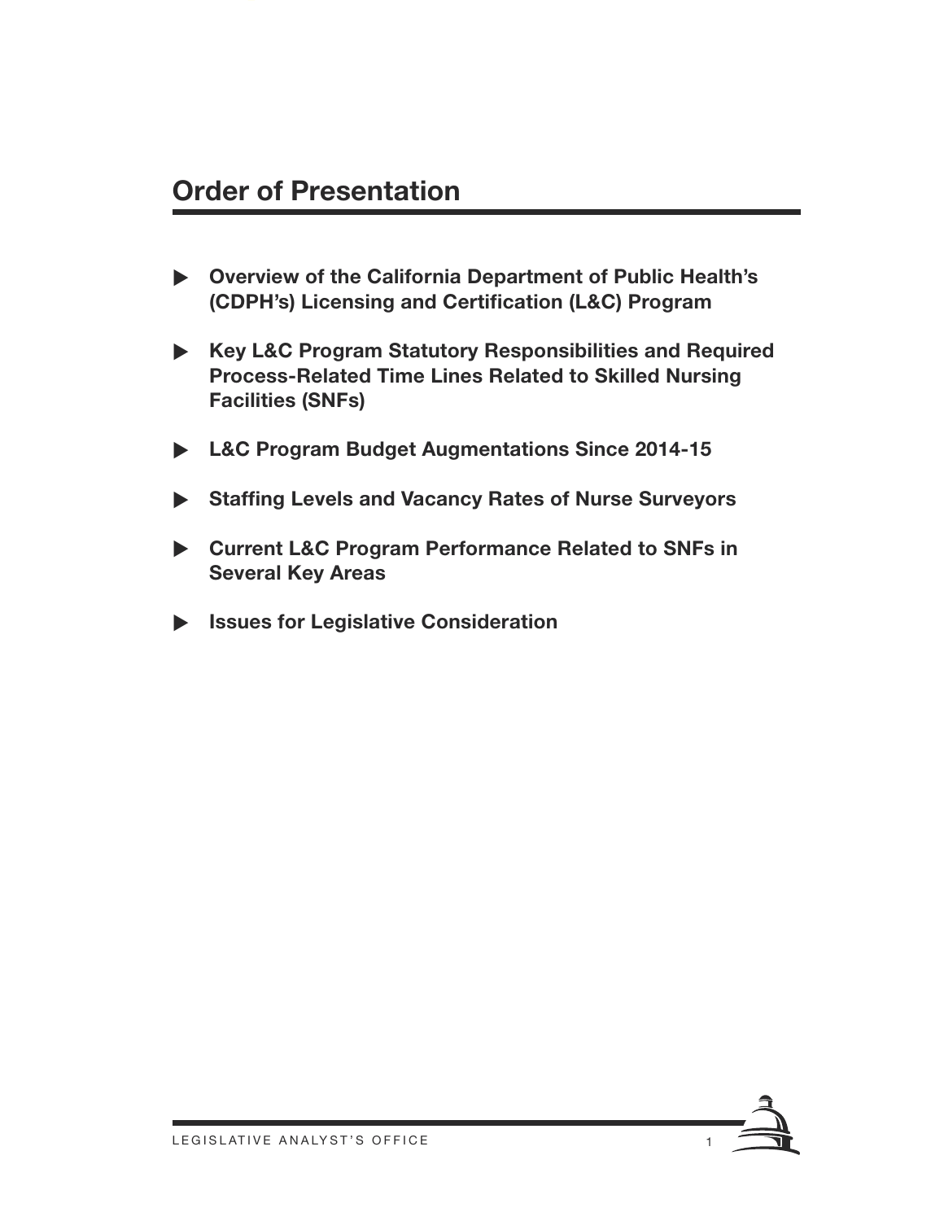## Order of Presentation

- **Overview of the California Department of Public Health's (CDPH's) Licensing and Certification (L&C) Program**
- **Key L&C Program Statutory Responsibilities and Required Process-Related Time Lines Related to Skilled Nursing Facilities (SNFs)**
- **L&C Program Budget Augmentations Since 2014-15**
- **Staffing Levels and Vacancy Rates of Nurse Surveyors**
- **Current L&C Program Performance Related to SNFs in Several Key Areas**
- **Issues for Legislative Consideration**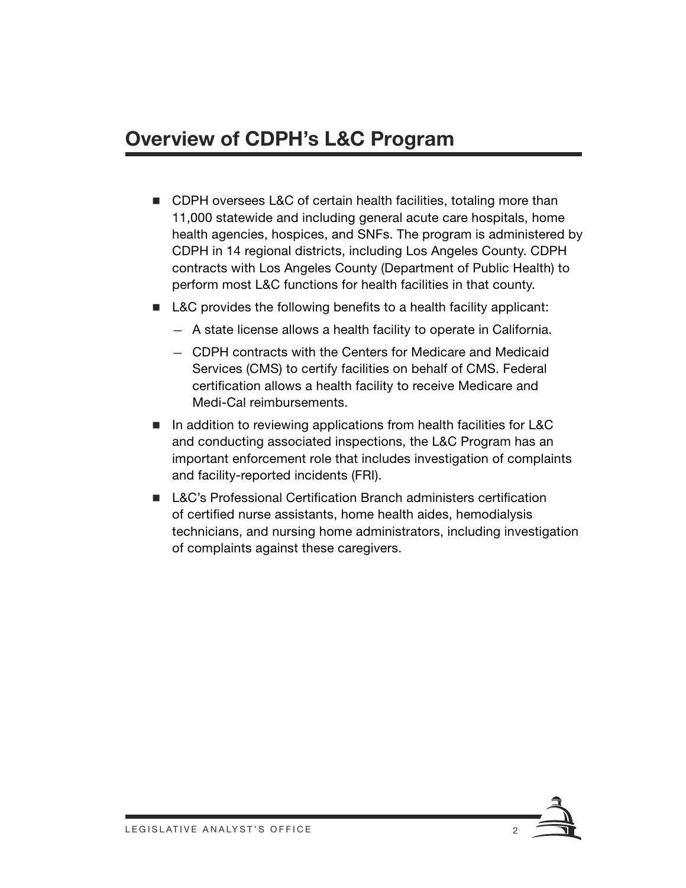## Overview of CDPH's L&C Program

- CDPH oversees L&C of certain health facilities, totaling more than 11,000 statewide and including general acute care hospitals, home health agencies, hospices, and SNFs. The program is administered by CDPH in 14 regional districts, including Los Angeles County. CDPH contracts with Los Angeles County (Department of Public Health) to perform most L&C functions for health facilities in that county.
- L&C provides the following benefits to a health facility applicant:
  - A state license allows a health facility to operate in California.
  - CDPH contracts with the Centers for Medicare and Medicaid Services (CMS) to certify facilities on behalf of CMS. Federal certification allows a health facility to receive Medicare and Medi-Cal reimbursements.
- In addition to reviewing applications from health facilities for L&C and conducting associated inspections, the L&C Program has an important enforcement role that includes investigation of complaints and facility-reported incidents (FRI).
- L&C's Professional Certification Branch administers certification of certified nurse assistants, home health aides, hemodialysis technicians, and nursing home administrators, including investigation of complaints against these caregivers.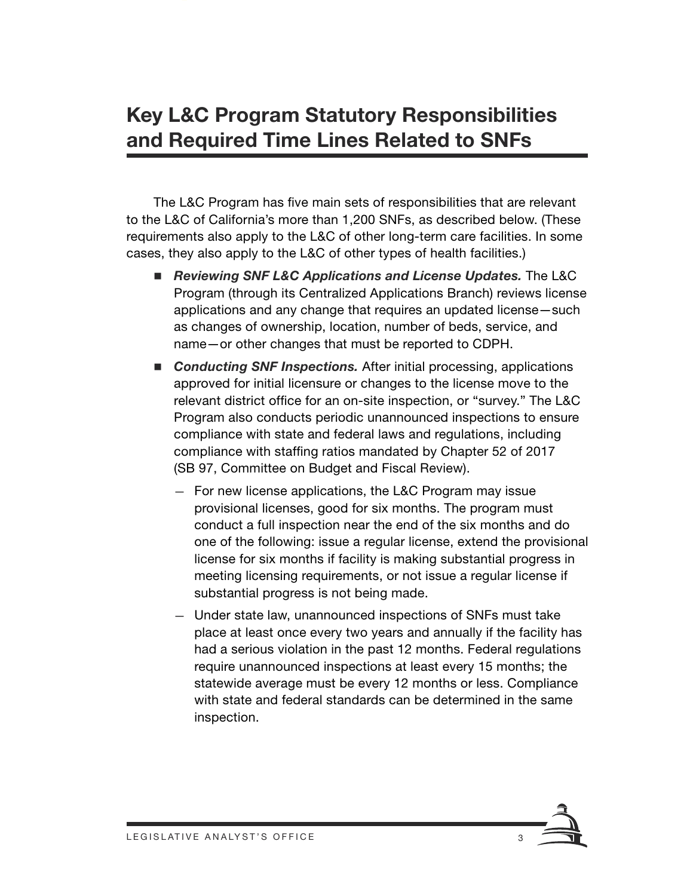## Key L&C Program Statutory Responsibilities and Required Time Lines Related to SNFs

The L&C Program has five main sets of responsibilities that are relevant to the L&C of California's more than 1,200 SNFs, as described below. (These requirements also apply to the L&C of other long-term care facilities. In some cases, they also apply to the L&C of other types of health facilities.)

- ***Reviewing SNF L&C Applications and License Updates.*** The L&C Program (through its Centralized Applications Branch) reviews license applications and any change that requires an updated license—such as changes of ownership, location, number of beds, service, and name—or other changes that must be reported to CDPH.
- ***Conducting SNF Inspections.*** After initial processing, applications approved for initial licensure or changes to the license move to the relevant district office for an on-site inspection, or "survey." The L&C Program also conducts periodic unannounced inspections to ensure compliance with state and federal laws and regulations, including compliance with staffing ratios mandated by Chapter 52 of 2017 (SB 97, Committee on Budget and Fiscal Review).
  - For new license applications, the L&C Program may issue provisional licenses, good for six months. The program must conduct a full inspection near the end of the six months and do one of the following: issue a regular license, extend the provisional license for six months if facility is making substantial progress in meeting licensing requirements, or not issue a regular license if substantial progress is not being made.
  - Under state law, unannounced inspections of SNFs must take place at least once every two years and annually if the facility has had a serious violation in the past 12 months. Federal regulations require unannounced inspections at least every 15 months; the statewide average must be every 12 months or less. Compliance with state and federal standards can be determined in the same inspection.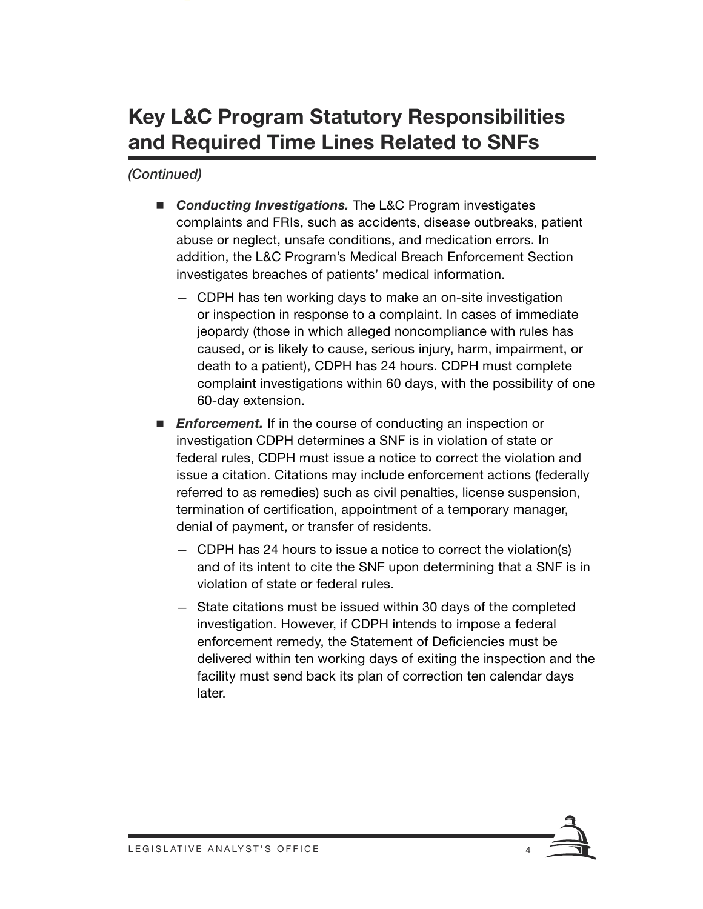# Key L&C Program Statutory Responsibilities and Required Time Lines Related to SNFs

*(Continued)*

- ***Conducting Investigations.*** The L&C Program investigates complaints and FRIs, such as accidents, disease outbreaks, patient abuse or neglect, unsafe conditions, and medication errors. In addition, the L&C Program's Medical Breach Enforcement Section investigates breaches of patients' medical information.
  - CDPH has ten working days to make an on-site investigation or inspection in response to a complaint. In cases of immediate jeopardy (those in which alleged noncompliance with rules has caused, or is likely to cause, serious injury, harm, impairment, or death to a patient), CDPH has 24 hours. CDPH must complete complaint investigations within 60 days, with the possibility of one 60-day extension.
- ***Enforcement.*** If in the course of conducting an inspection or investigation CDPH determines a SNF is in violation of state or federal rules, CDPH must issue a notice to correct the violation and issue a citation. Citations may include enforcement actions (federally referred to as remedies) such as civil penalties, license suspension, termination of certification, appointment of a temporary manager, denial of payment, or transfer of residents.
  - CDPH has 24 hours to issue a notice to correct the violation(s) and of its intent to cite the SNF upon determining that a SNF is in violation of state or federal rules.
  - State citations must be issued within 30 days of the completed investigation. However, if CDPH intends to impose a federal enforcement remedy, the Statement of Deficiencies must be delivered within ten working days of exiting the inspection and the facility must send back its plan of correction ten calendar days later.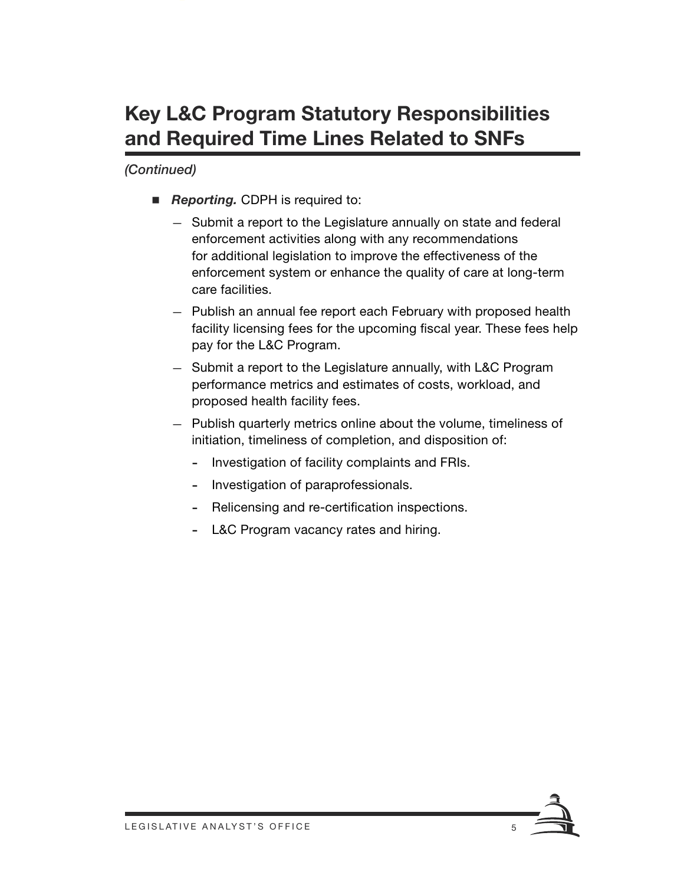# Key L&C Program Statutory Responsibilities and Required Time Lines Related to SNFs

*(Continued)*

- ***Reporting.*** CDPH is required to:
  - Submit a report to the Legislature annually on state and federal enforcement activities along with any recommendations for additional legislation to improve the effectiveness of the enforcement system or enhance the quality of care at long-term care facilities.
  - Publish an annual fee report each February with proposed health facility licensing fees for the upcoming fiscal year. These fees help pay for the L&C Program.
  - Submit a report to the Legislature annually, with L&C Program performance metrics and estimates of costs, workload, and proposed health facility fees.
  - Publish quarterly metrics online about the volume, timeliness of initiation, timeliness of completion, and disposition of:
    - Investigation of facility complaints and FRIs.
    - Investigation of paraprofessionals.
    - Relicensing and re-certification inspections.
    - L&C Program vacancy rates and hiring.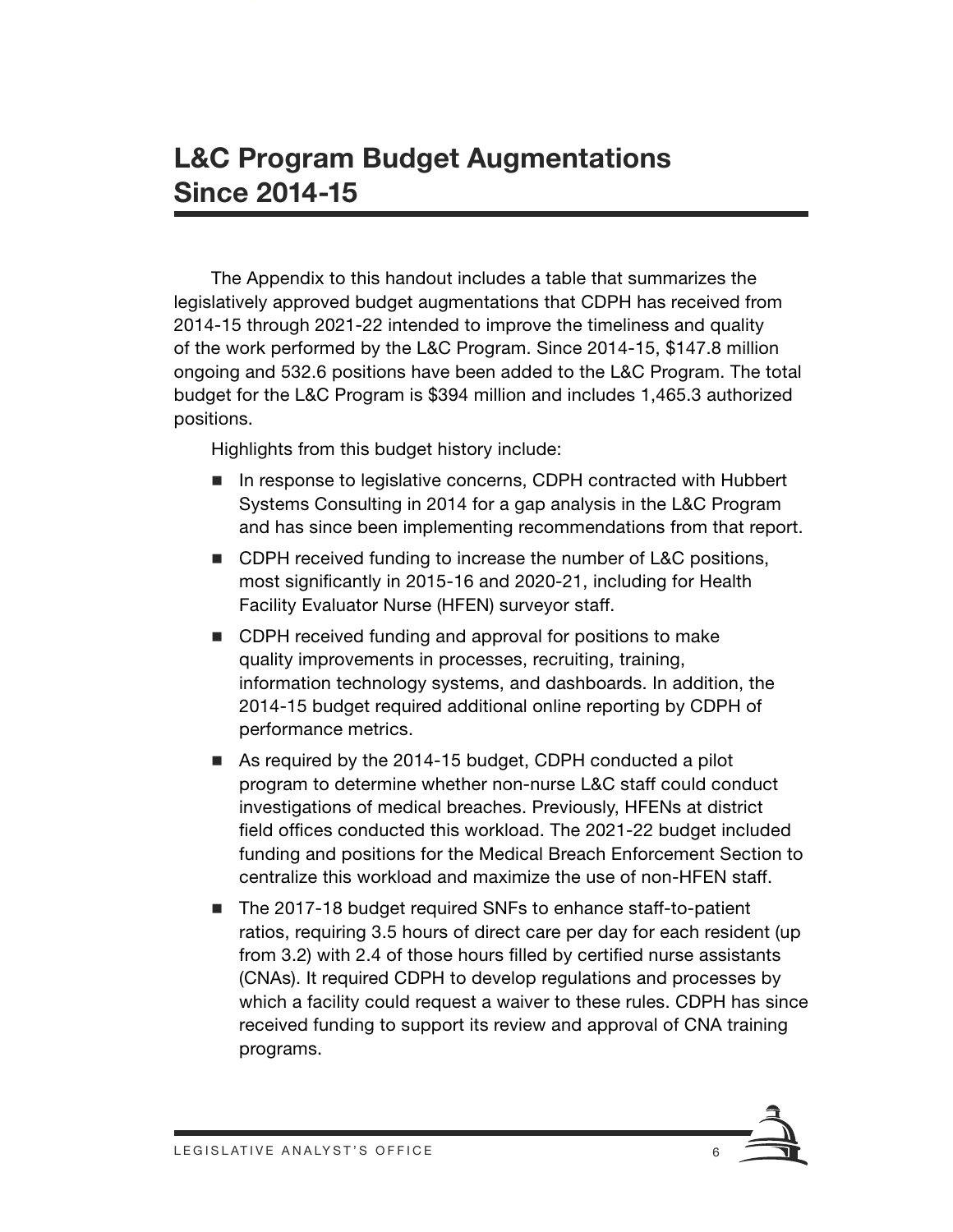# L&C Program Budget Augmentations Since 2014-15

The Appendix to this handout includes a table that summarizes the legislatively approved budget augmentations that CDPH has received from 2014-15 through 2021-22 intended to improve the timeliness and quality of the work performed by the L&C Program. Since 2014-15, $147.8 million ongoing and 532.6 positions have been added to the L&C Program. The total budget for the L&C Program is $394 million and includes 1,465.3 authorized positions.

Highlights from this budget history include:

- In response to legislative concerns, CDPH contracted with Hubbert Systems Consulting in 2014 for a gap analysis in the L&C Program and has since been implementing recommendations from that report.
- CDPH received funding to increase the number of L&C positions, most significantly in 2015-16 and 2020-21, including for Health Facility Evaluator Nurse (HFEN) surveyor staff.
- CDPH received funding and approval for positions to make quality improvements in processes, recruiting, training, information technology systems, and dashboards. In addition, the 2014-15 budget required additional online reporting by CDPH of performance metrics.
- As required by the 2014-15 budget, CDPH conducted a pilot program to determine whether non-nurse L&C staff could conduct investigations of medical breaches. Previously, HFENs at district field offices conducted this workload. The 2021-22 budget included funding and positions for the Medical Breach Enforcement Section to centralize this workload and maximize the use of non-HFEN staff.
- The 2017-18 budget required SNFs to enhance staff-to-patient ratios, requiring 3.5 hours of direct care per day for each resident (up from 3.2) with 2.4 of those hours filled by certified nurse assistants (CNAs). It required CDPH to develop regulations and processes by which a facility could request a waiver to these rules. CDPH has since received funding to support its review and approval of CNA training programs.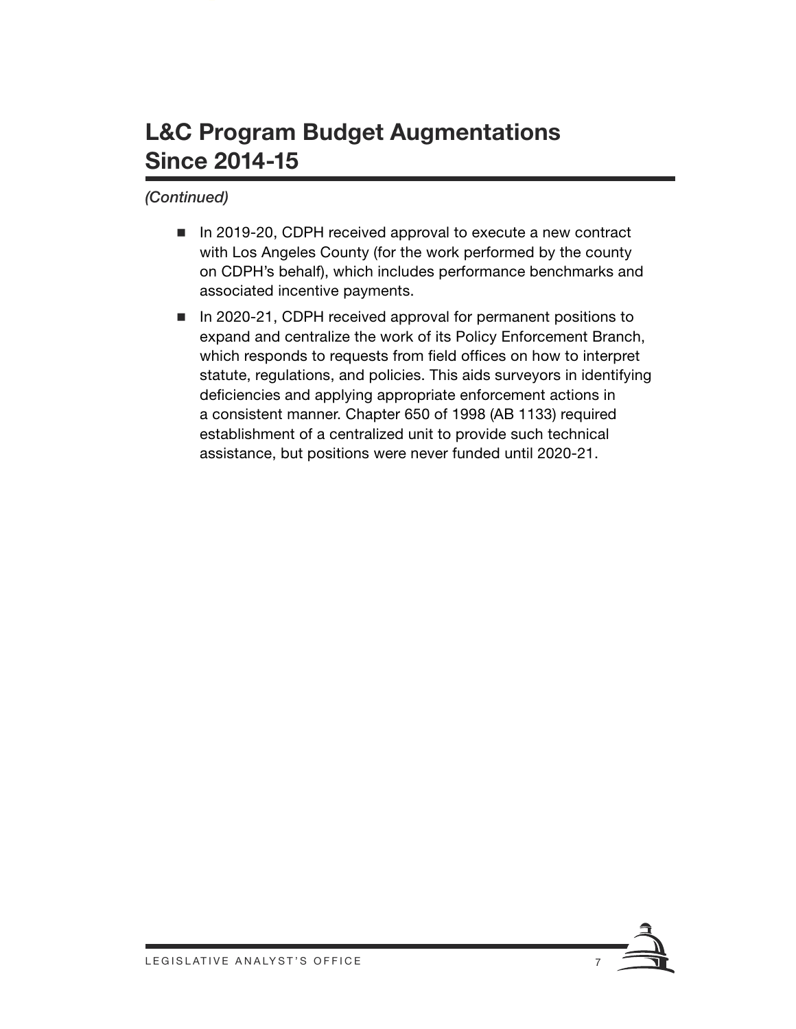# L&C Program Budget Augmentations Since 2014-15

*(Continued)*

- In 2019-20, CDPH received approval to execute a new contract with Los Angeles County (for the work performed by the county on CDPH's behalf), which includes performance benchmarks and associated incentive payments.
- In 2020-21, CDPH received approval for permanent positions to expand and centralize the work of its Policy Enforcement Branch, which responds to requests from field offices on how to interpret statute, regulations, and policies. This aids surveyors in identifying deficiencies and applying appropriate enforcement actions in a consistent manner. Chapter 650 of 1998 (AB 1133) required establishment of a centralized unit to provide such technical assistance, but positions were never funded until 2020-21.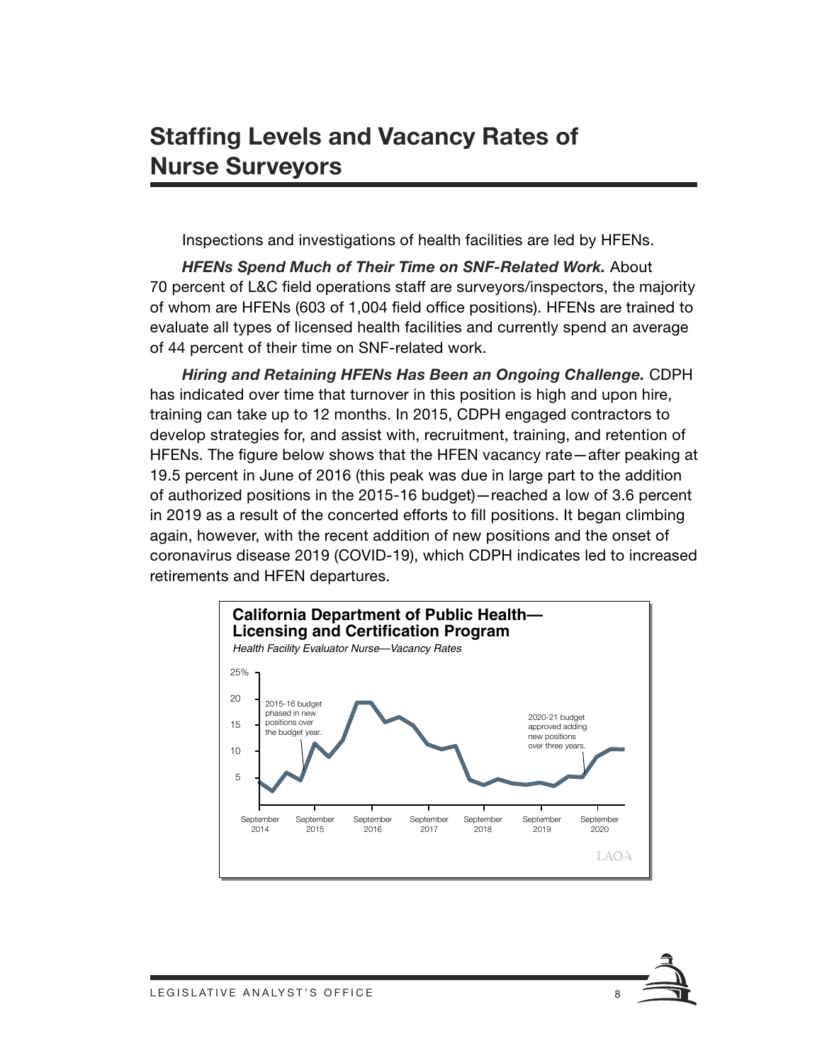# Staffing Levels and Vacancy Rates of Nurse Surveyors

Inspections and investigations of health facilities are led by HFENs.

***HFENs Spend Much of Their Time on SNF-Related Work.*** About 70 percent of L&C field operations staff are surveyors/inspectors, the majority of whom are HFENs (603 of 1,004 field office positions). HFENs are trained to evaluate all types of licensed health facilities and currently spend an average of 44 percent of their time on SNF-related work.

***Hiring and Retaining HFENs Has Been an Ongoing Challenge.*** CDPH has indicated over time that turnover in this position is high and upon hire, training can take up to 12 months. In 2015, CDPH engaged contractors to develop strategies for, and assist with, recruitment, training, and retention of HFENs. The figure below shows that the HFEN vacancy rate—after peaking at 19.5 percent in June of 2016 (this peak was due in large part to the addition of authorized positions in the 2015-16 budget)—reached a low of 3.6 percent in 2019 as a result of the concerted efforts to fill positions. It began climbing again, however, with the recent addition of new positions and the onset of coronavirus disease 2019 (COVID-19), which CDPH indicates led to increased retirements and HFEN departures.

**California Department of Public Health— Licensing and Certification Program**

*Health Facility Evaluator Nurse—Vacancy Rates*

25%
20
15
10
5

2015-16 budget phased in new positions over the budget year.

2020-21 budget approved adding new positions over three years.

September 2014 | September 2015 | September 2016 | September 2017 | September 2018 | September 2019 | September 2020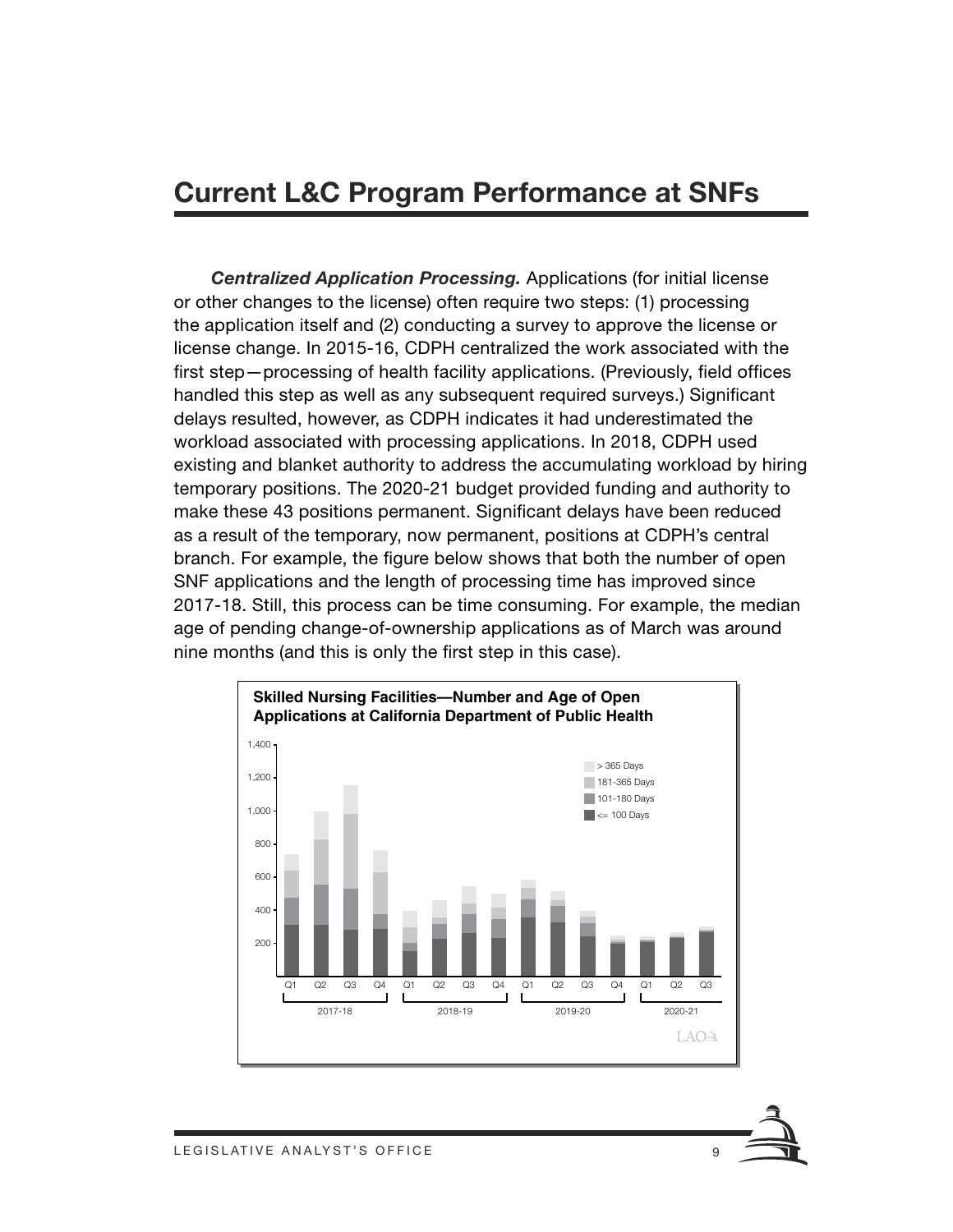# Current L&C Program Performance at SNFs

***Centralized Application Processing.*** Applications (for initial license or other changes to the license) often require two steps: (1) processing the application itself and (2) conducting a survey to approve the license or license change. In 2015-16, CDPH centralized the work associated with the first step—processing of health facility applications. (Previously, field offices handled this step as well as any subsequent required surveys.) Significant delays resulted, however, as CDPH indicates it had underestimated the workload associated with processing applications. In 2018, CDPH used existing and blanket authority to address the accumulating workload by hiring temporary positions. The 2020-21 budget provided funding and authority to make these 43 positions permanent. Significant delays have been reduced as a result of the temporary, now permanent, positions at CDPH's central branch. For example, the figure below shows that both the number of open SNF applications and the length of processing time has improved since 2017-18. Still, this process can be time consuming. For example, the median age of pending change-of-ownership applications as of March was around nine months (and this is only the first step in this case).

**Skilled Nursing Facilities—Number and Age of Open Applications at California Department of Public Health**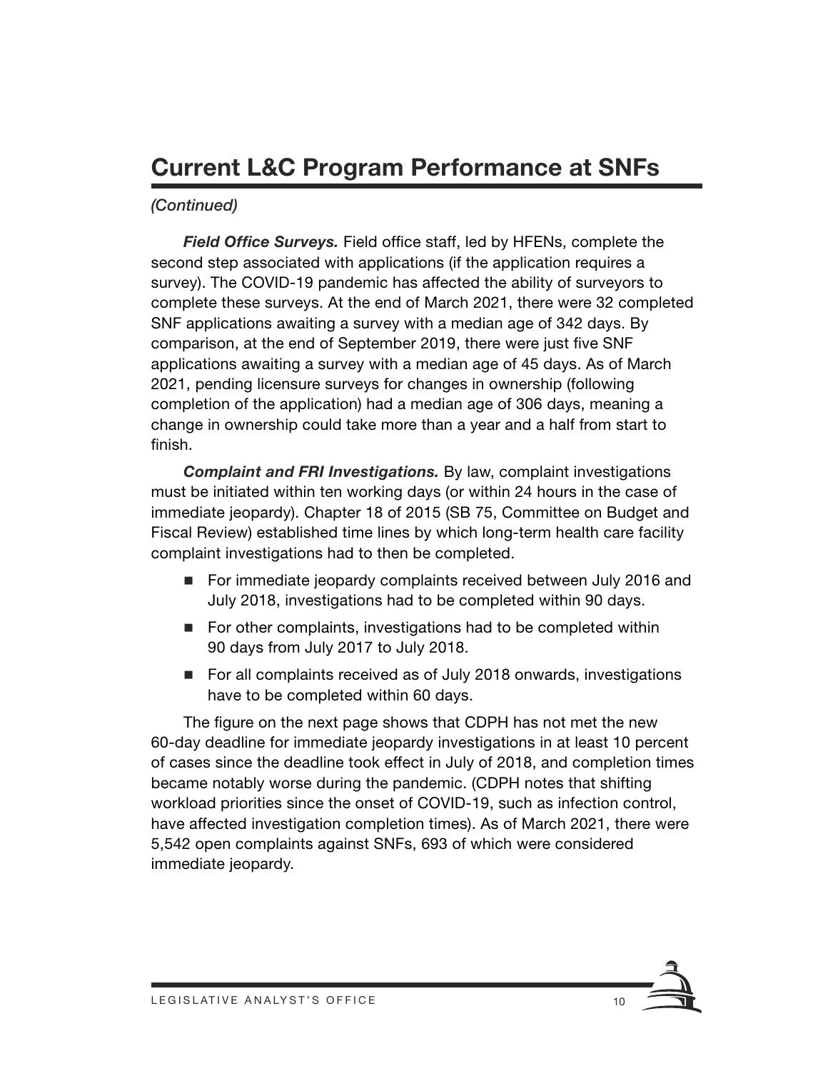# Current L&C Program Performance at SNFs

*(Continued)*

***Field Office Surveys.*** Field office staff, led by HFENs, complete the second step associated with applications (if the application requires a survey). The COVID-19 pandemic has affected the ability of surveyors to complete these surveys. At the end of March 2021, there were 32 completed SNF applications awaiting a survey with a median age of 342 days. By comparison, at the end of September 2019, there were just five SNF applications awaiting a survey with a median age of 45 days. As of March 2021, pending licensure surveys for changes in ownership (following completion of the application) had a median age of 306 days, meaning a change in ownership could take more than a year and a half from start to finish.

***Complaint and FRI Investigations.*** By law, complaint investigations must be initiated within ten working days (or within 24 hours in the case of immediate jeopardy). Chapter 18 of 2015 (SB 75, Committee on Budget and Fiscal Review) established time lines by which long-term health care facility complaint investigations had to then be completed.

- For immediate jeopardy complaints received between July 2016 and July 2018, investigations had to be completed within 90 days.
- For other complaints, investigations had to be completed within 90 days from July 2017 to July 2018.
- For all complaints received as of July 2018 onwards, investigations have to be completed within 60 days.

The figure on the next page shows that CDPH has not met the new 60-day deadline for immediate jeopardy investigations in at least 10 percent of cases since the deadline took effect in July of 2018, and completion times became notably worse during the pandemic. (CDPH notes that shifting workload priorities since the onset of COVID-19, such as infection control, have affected investigation completion times). As of March 2021, there were 5,542 open complaints against SNFs, 693 of which were considered immediate jeopardy.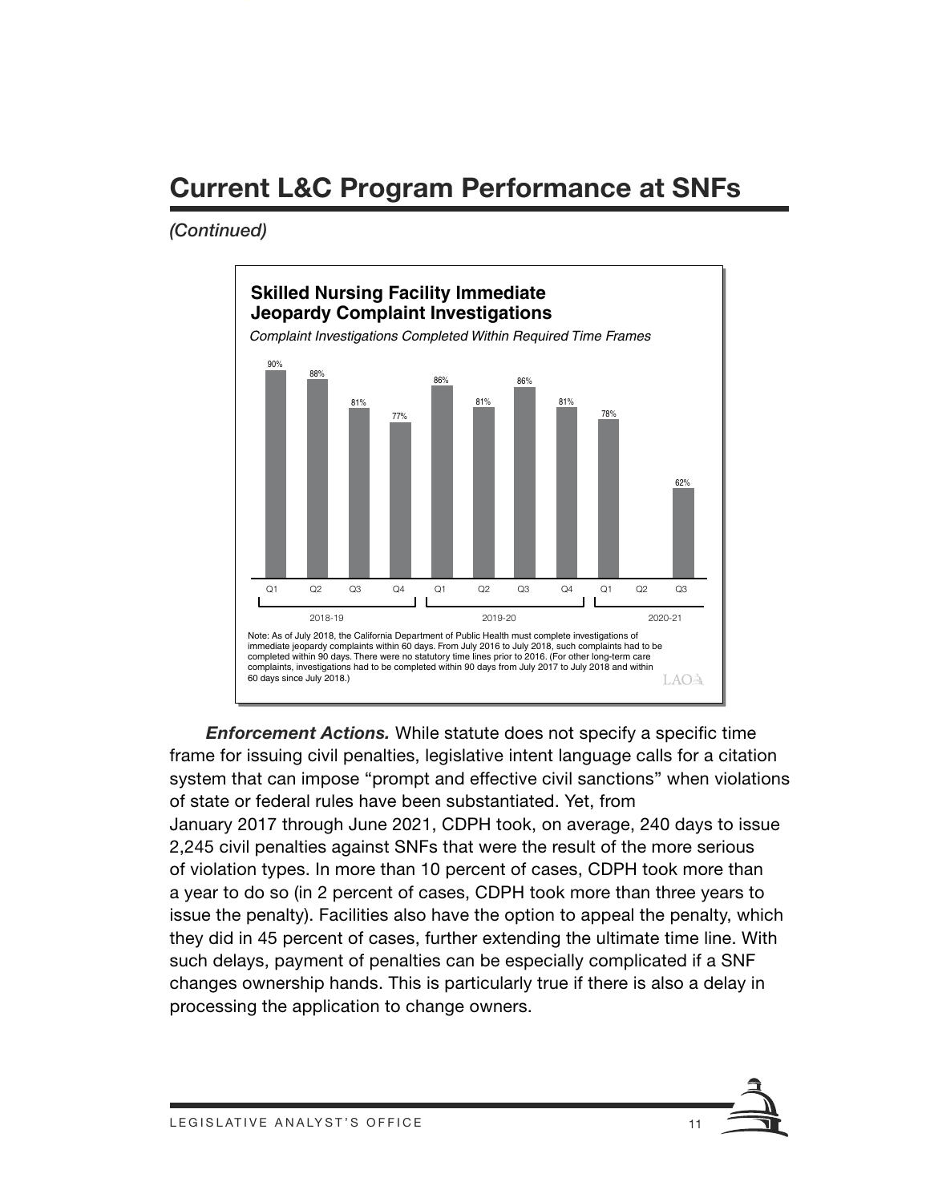# Current L&C Program Performance at SNFs

*(Continued)*

**Skilled Nursing Facility Immediate Jeopardy Complaint Investigations**

*Complaint Investigations Completed Within Required Time Frames*

| Fiscal Year | Quarter | Percent |
| --- | --- | --- |
| 2018-19 | Q1 | 90% |
| 2018-19 | Q2 | 88% |
| 2018-19 | Q3 | 81% |
| 2018-19 | Q4 | 77% |
| 2019-20 | Q1 | 86% |
| 2019-20 | Q2 | 81% |
| 2019-20 | Q3 | 86% |
| 2019-20 | Q4 | 81% |
| 2020-21 | Q1 | 78% |
| 2020-21 | Q2 | |
| 2020-21 | Q3 | 62% |

Note: As of July 2018, the California Department of Public Health must complete investigations of immediate jeopardy complaints within 60 days. From July 2016 to July 2018, such complaints had to be completed within 90 days. There were no statutory time lines prior to 2016. (For other long-term care complaints, investigations had to be completed within 90 days from July 2017 to July 2018 and within 60 days since July 2018.)

***Enforcement Actions.*** While statute does not specify a specific time frame for issuing civil penalties, legislative intent language calls for a citation system that can impose "prompt and effective civil sanctions" when violations of state or federal rules have been substantiated. Yet, from January 2017 through June 2021, CDPH took, on average, 240 days to issue 2,245 civil penalties against SNFs that were the result of the more serious of violation types. In more than 10 percent of cases, CDPH took more than a year to do so (in 2 percent of cases, CDPH took more than three years to issue the penalty). Facilities also have the option to appeal the penalty, which they did in 45 percent of cases, further extending the ultimate time line. With such delays, payment of penalties can be especially complicated if a SNF changes ownership hands. This is particularly true if there is also a delay in processing the application to change owners.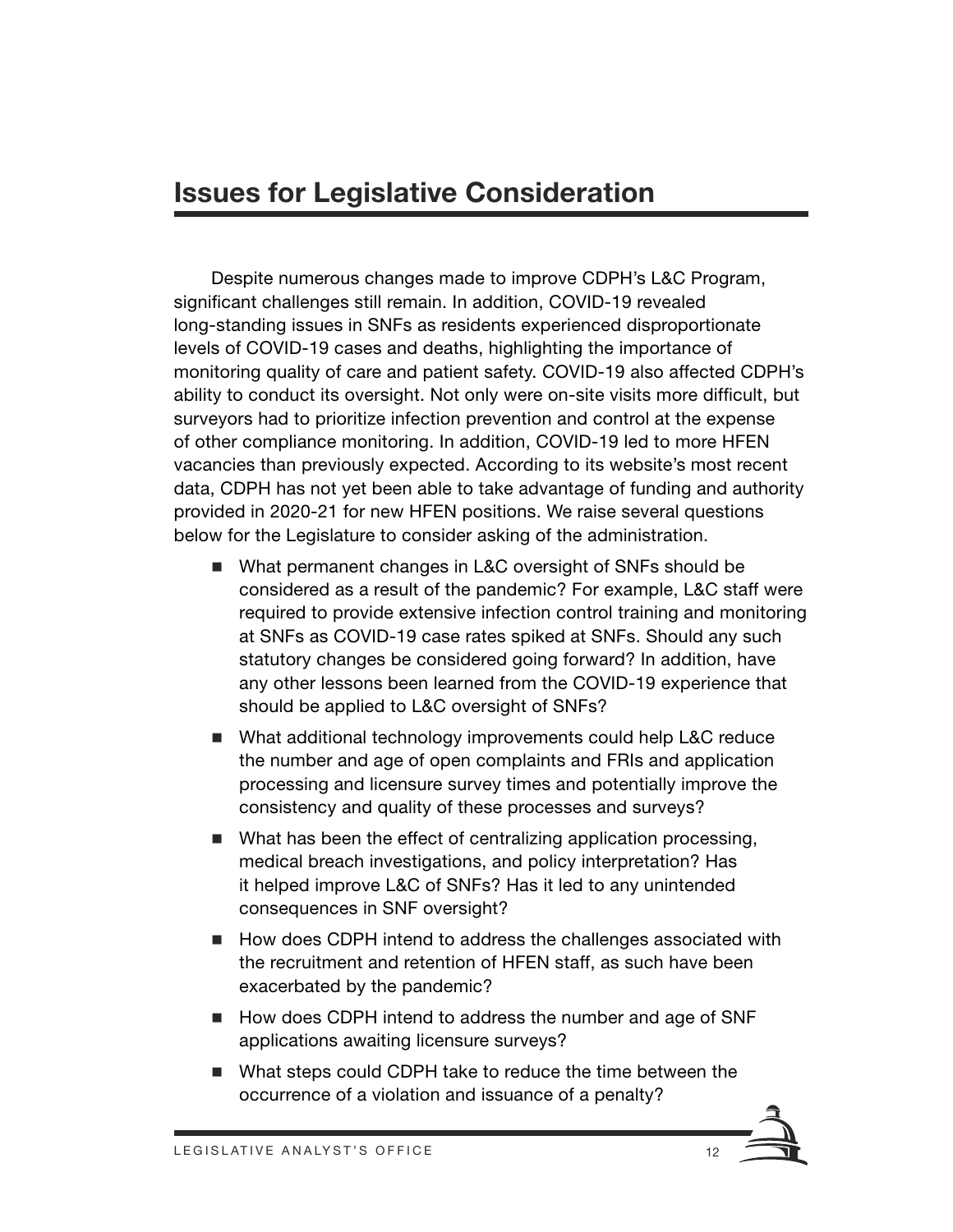## Issues for Legislative Consideration

Despite numerous changes made to improve CDPH's L&C Program, significant challenges still remain. In addition, COVID-19 revealed long-standing issues in SNFs as residents experienced disproportionate levels of COVID-19 cases and deaths, highlighting the importance of monitoring quality of care and patient safety. COVID-19 also affected CDPH's ability to conduct its oversight. Not only were on-site visits more difficult, but surveyors had to prioritize infection prevention and control at the expense of other compliance monitoring. In addition, COVID-19 led to more HFEN vacancies than previously expected. According to its website's most recent data, CDPH has not yet been able to take advantage of funding and authority provided in 2020-21 for new HFEN positions. We raise several questions below for the Legislature to consider asking of the administration.

- What permanent changes in L&C oversight of SNFs should be considered as a result of the pandemic? For example, L&C staff were required to provide extensive infection control training and monitoring at SNFs as COVID-19 case rates spiked at SNFs. Should any such statutory changes be considered going forward? In addition, have any other lessons been learned from the COVID-19 experience that should be applied to L&C oversight of SNFs?
- What additional technology improvements could help L&C reduce the number and age of open complaints and FRIs and application processing and licensure survey times and potentially improve the consistency and quality of these processes and surveys?
- What has been the effect of centralizing application processing, medical breach investigations, and policy interpretation? Has it helped improve L&C of SNFs? Has it led to any unintended consequences in SNF oversight?
- How does CDPH intend to address the challenges associated with the recruitment and retention of HFEN staff, as such have been exacerbated by the pandemic?
- How does CDPH intend to address the number and age of SNF applications awaiting licensure surveys?
- What steps could CDPH take to reduce the time between the occurrence of a violation and issuance of a penalty?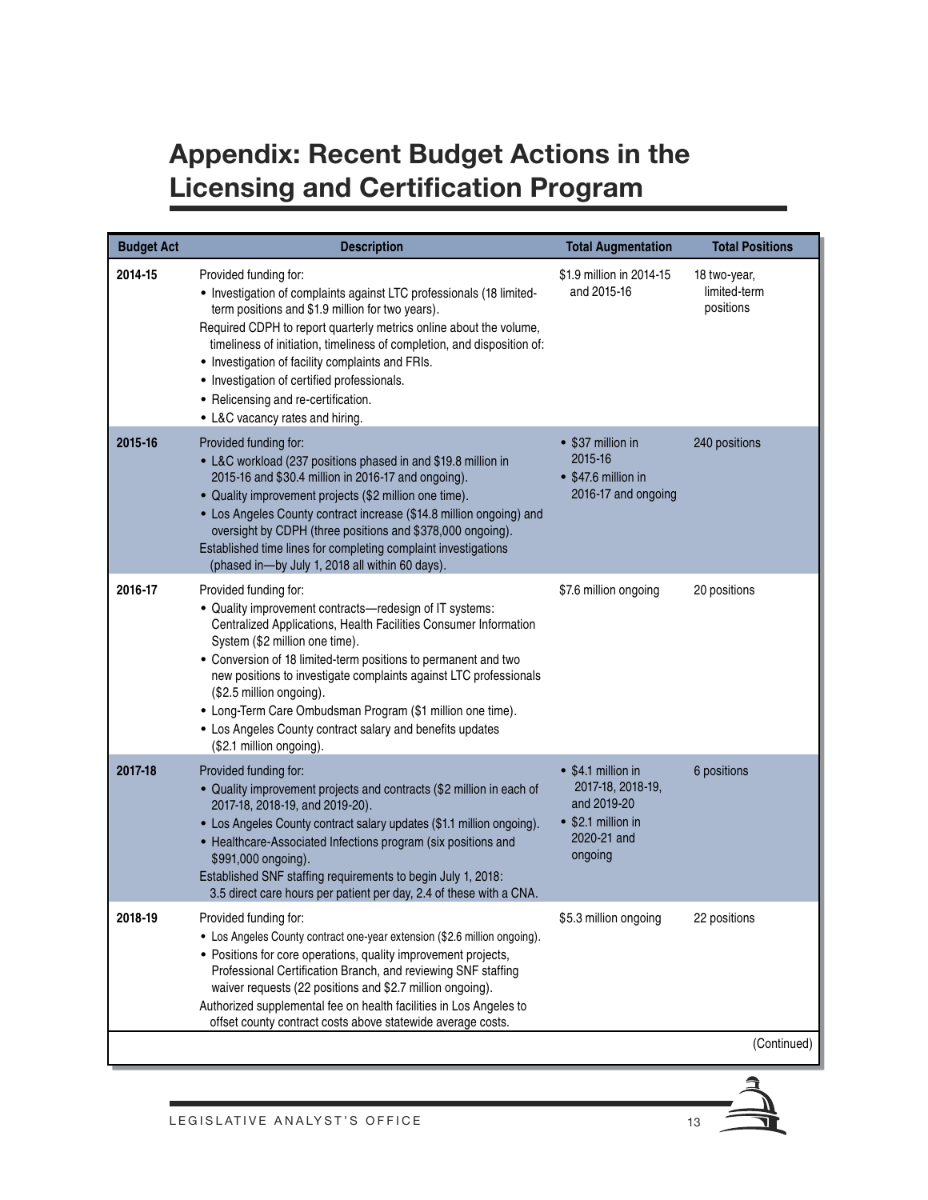# Appendix: Recent Budget Actions in the Licensing and Certification Program

| Budget Act | Description | Total Augmentation | Total Positions |
|---|---|---|---|
| 2014-15 | Provided funding for:<br>• Investigation of complaints against LTC professionals (18 limited-term positions and $1.9 million for two years).<br>Required CDPH to report quarterly metrics online about the volume, timeliness of initiation, timeliness of completion, and disposition of:<br>• Investigation of facility complaints and FRIs.<br>• Investigation of certified professionals.<br>• Relicensing and re-certification.<br>• L&C vacancy rates and hiring. | $1.9 million in 2014-15 and 2015-16 | 18 two-year, limited-term positions |
| 2015-16 | Provided funding for:<br>• L&C workload (237 positions phased in and $19.8 million in 2015-16 and $30.4 million in 2016-17 and ongoing).<br>• Quality improvement projects ($2 million one time).<br>• Los Angeles County contract increase ($14.8 million ongoing) and oversight by CDPH (three positions and $378,000 ongoing).<br>Established time lines for completing complaint investigations (phased in—by July 1, 2018 all within 60 days). | • $37 million in 2015-16<br>• $47.6 million in 2016-17 and ongoing | 240 positions |
| 2016-17 | Provided funding for:<br>• Quality improvement contracts—redesign of IT systems: Centralized Applications, Health Facilities Consumer Information System ($2 million one time).<br>• Conversion of 18 limited-term positions to permanent and two new positions to investigate complaints against LTC professionals ($2.5 million ongoing).<br>• Long-Term Care Ombudsman Program ($1 million one time).<br>• Los Angeles County contract salary and benefits updates ($2.1 million ongoing). | $7.6 million ongoing | 20 positions |
| 2017-18 | Provided funding for:<br>• Quality improvement projects and contracts ($2 million in each of 2017-18, 2018-19, and 2019-20).<br>• Los Angeles County contract salary updates ($1.1 million ongoing).<br>• Healthcare-Associated Infections program (six positions and $991,000 ongoing).<br>Established SNF staffing requirements to begin July 1, 2018: 3.5 direct care hours per patient per day, 2.4 of these with a CNA. | • $4.1 million in 2017-18, 2018-19, and 2019-20<br>• $2.1 million in 2020-21 and ongoing | 6 positions |
| 2018-19 | Provided funding for:<br>• Los Angeles County contract one-year extension ($2.6 million ongoing).<br>• Positions for core operations, quality improvement projects, Professional Certification Branch, and reviewing SNF staffing waiver requests (22 positions and $2.7 million ongoing).<br>Authorized supplemental fee on health facilities in Los Angeles to offset county contract costs above statewide average costs. | $5.3 million ongoing | 22 positions |

(Continued)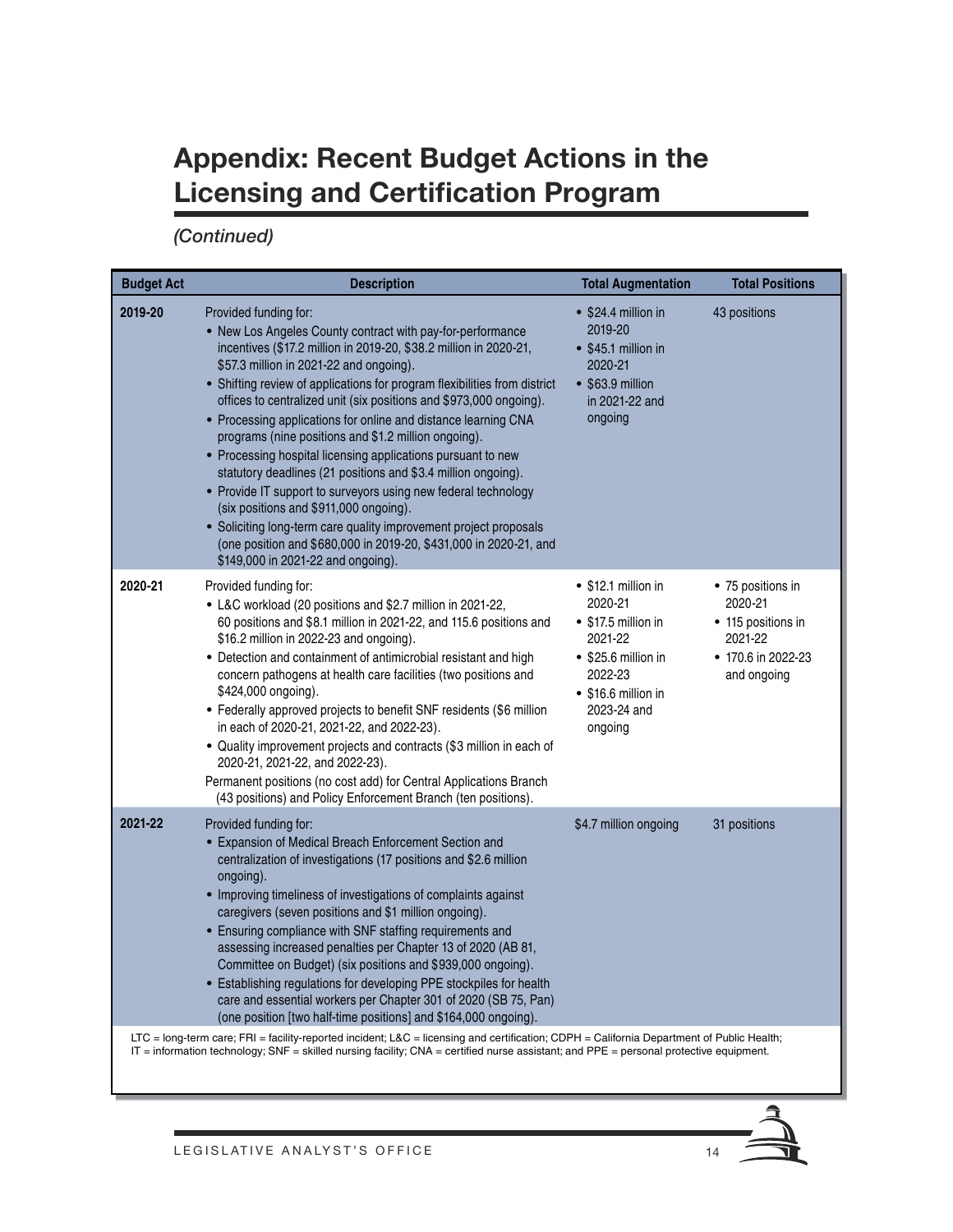# Appendix: Recent Budget Actions in the Licensing and Certification Program

*(Continued)*

| Budget Act | Description | Total Augmentation | Total Positions |
|---|---|---|---|
| 2019-20 | Provided funding for:<br>• New Los Angeles County contract with pay-for-performance incentives ($17.2 million in 2019-20, $38.2 million in 2020-21, $57.3 million in 2021-22 and ongoing).<br>• Shifting review of applications for program flexibilities from district offices to centralized unit (six positions and $973,000 ongoing).<br>• Processing applications for online and distance learning CNA programs (nine positions and $1.2 million ongoing).<br>• Processing hospital licensing applications pursuant to new statutory deadlines (21 positions and $3.4 million ongoing).<br>• Provide IT support to surveyors using new federal technology (six positions and $911,000 ongoing).<br>• Soliciting long-term care quality improvement project proposals (one position and $680,000 in 2019-20, $431,000 in 2020-21, and $149,000 in 2021-22 and ongoing). | • $24.4 million in 2019-20<br>• $45.1 million in 2020-21<br>• $63.9 million in 2021-22 and ongoing | 43 positions |
| 2020-21 | Provided funding for:<br>• L&C workload (20 positions and $2.7 million in 2021-22, 60 positions and $8.1 million in 2021-22, and 115.6 positions and $16.2 million in 2022-23 and ongoing).<br>• Detection and containment of antimicrobial resistant and high concern pathogens at health care facilities (two positions and $424,000 ongoing).<br>• Federally approved projects to benefit SNF residents ($6 million in each of 2020-21, 2021-22, and 2022-23).<br>• Quality improvement projects and contracts ($3 million in each of 2020-21, 2021-22, and 2022-23).<br>Permanent positions (no cost add) for Central Applications Branch (43 positions) and Policy Enforcement Branch (ten positions). | • $12.1 million in 2020-21<br>• $17.5 million in 2021-22<br>• $25.6 million in 2022-23<br>• $16.6 million in 2023-24 and ongoing | • 75 positions in 2020-21<br>• 115 positions in 2021-22<br>• 170.6 in 2022-23 and ongoing |
| 2021-22 | Provided funding for:<br>• Expansion of Medical Breach Enforcement Section and centralization of investigations (17 positions and $2.6 million ongoing).<br>• Improving timeliness of investigations of complaints against caregivers (seven positions and $1 million ongoing).<br>• Ensuring compliance with SNF staffing requirements and assessing increased penalties per Chapter 13 of 2020 (AB 81, Committee on Budget) (six positions and $939,000 ongoing).<br>• Establishing regulations for developing PPE stockpiles for health care and essential workers per Chapter 301 of 2020 (SB 75, Pan) (one position [two half-time positions] and $164,000 ongoing). | $4.7 million ongoing | 31 positions |

LTC = long-term care; FRI = facility-reported incident; L&C = licensing and certification; CDPH = California Department of Public Health; IT = information technology; SNF = skilled nursing facility; CNA = certified nurse assistant; and PPE = personal protective equipment.